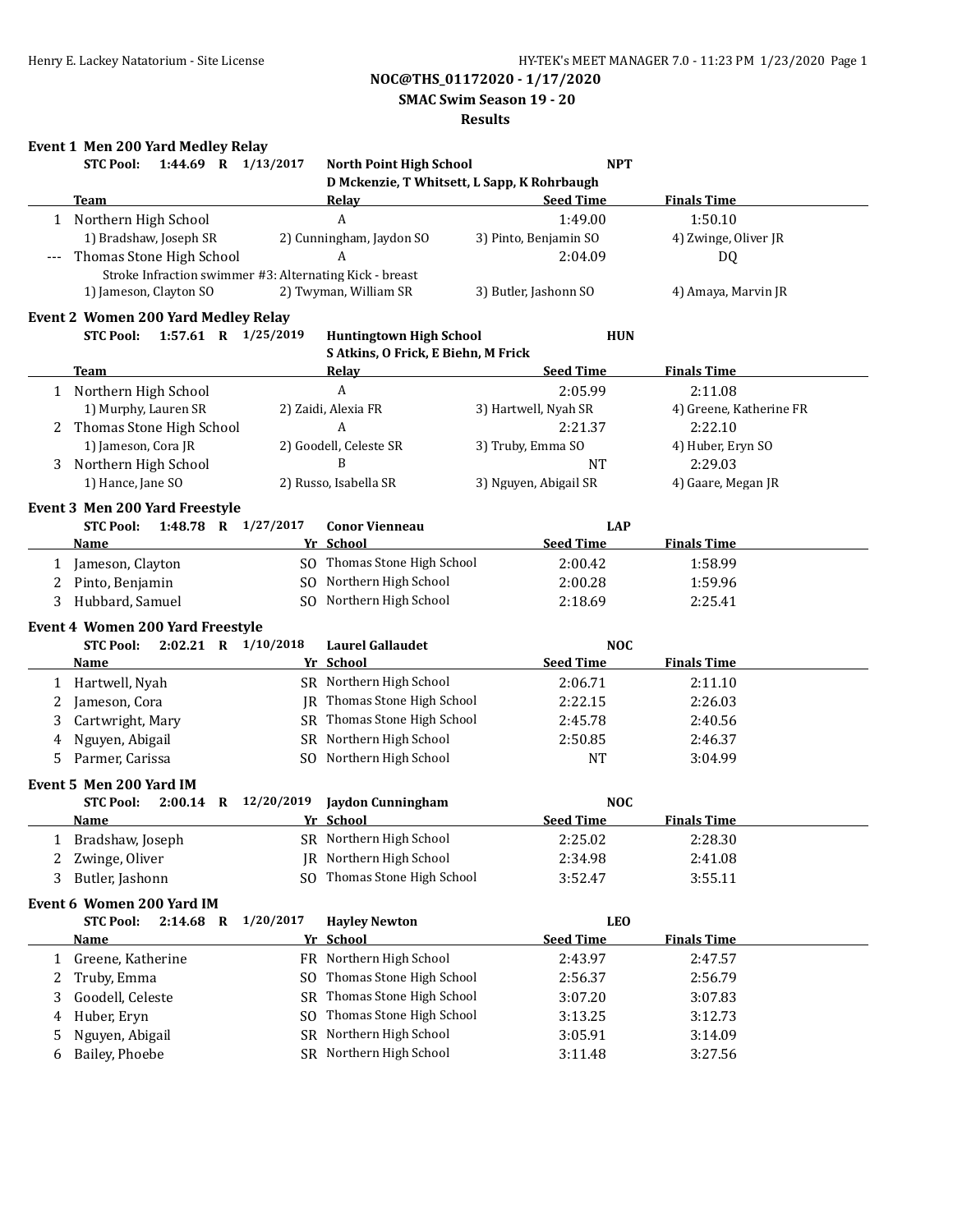**NOC@THS_01172020 - 1/17/2020**

**SMAC Swim Season 19 - 20**

**Results**

### Event 1 Men 200 Yard Medley Relay

**STC Pool: 1:44.69 R 1/13/2017 North Point High School NPT**
D Mckenzie, T Whitsett, L Sapp, K Rohrbaugh

| | Team | Relay | Seed Time | Finals Time |
|---|---|---|---|---|
| 1 | Northern High School | A | 1:49.00 | 1:50.10 |
| | 1) Bradshaw, Joseph SR | 2) Cunningham, Jaydon SO | 3) Pinto, Benjamin SO | 4) Zwinge, Oliver JR |
| --- | Thomas Stone High School | A | 2:04.09 | DQ |
| | Stroke Infraction swimmer #3: Alternating Kick - breast | | | |
| | 1) Jameson, Clayton SO | 2) Twyman, William SR | 3) Butler, Jashonn SO | 4) Amaya, Marvin JR |

### Event 2 Women 200 Yard Medley Relay

**STC Pool: 1:57.61 R 1/25/2019 Huntingtown High School HUN**
S Atkins, O Frick, E Biehn, M Frick

| | Team | Relay | Seed Time | Finals Time |
|---|---|---|---|---|
| 1 | Northern High School | A | 2:05.99 | 2:11.08 |
| | 1) Murphy, Lauren SR | 2) Zaidi, Alexia FR | 3) Hartwell, Nyah SR | 4) Greene, Katherine FR |
| 2 | Thomas Stone High School | A | 2:21.37 | 2:22.10 |
| | 1) Jameson, Cora JR | 2) Goodell, Celeste SR | 3) Truby, Emma SO | 4) Huber, Eryn SO |
| 3 | Northern High School | B | NT | 2:29.03 |
| | 1) Hance, Jane SO | 2) Russo, Isabella SR | 3) Nguyen, Abigail SR | 4) Gaare, Megan JR |

### Event 3 Men 200 Yard Freestyle

**STC Pool: 1:48.78 R 1/27/2017 Conor Vienneau LAP**

| | Name | Yr | School | Seed Time | Finals Time |
|---|---|---|---|---|---|
| 1 | Jameson, Clayton | SO | Thomas Stone High School | 2:00.42 | 1:58.99 |
| 2 | Pinto, Benjamin | SO | Northern High School | 2:00.28 | 1:59.96 |
| 3 | Hubbard, Samuel | SO | Northern High School | 2:18.69 | 2:25.41 |

### Event 4 Women 200 Yard Freestyle

**STC Pool: 2:02.21 R 1/10/2018 Laurel Gallaudet NOC**

| | Name | Yr | School | Seed Time | Finals Time |
|---|---|---|---|---|---|
| 1 | Hartwell, Nyah | SR | Northern High School | 2:06.71 | 2:11.10 |
| 2 | Jameson, Cora | JR | Thomas Stone High School | 2:22.15 | 2:26.03 |
| 3 | Cartwright, Mary | SR | Thomas Stone High School | 2:45.78 | 2:40.56 |
| 4 | Nguyen, Abigail | SR | Northern High School | 2:50.85 | 2:46.37 |
| 5 | Parmer, Carissa | SO | Northern High School | NT | 3:04.99 |

### Event 5 Men 200 Yard IM

**STC Pool: 2:00.14 R 12/20/2019 Jaydon Cunningham NOC**

| | Name | Yr | School | Seed Time | Finals Time |
|---|---|---|---|---|---|
| 1 | Bradshaw, Joseph | SR | Northern High School | 2:25.02 | 2:28.30 |
| 2 | Zwinge, Oliver | JR | Northern High School | 2:34.98 | 2:41.08 |
| 3 | Butler, Jashonn | SO | Thomas Stone High School | 3:52.47 | 3:55.11 |

### Event 6 Women 200 Yard IM

**STC Pool: 2:14.68 R 1/20/2017 Hayley Newton LEO**

| | Name | Yr | School | Seed Time | Finals Time |
|---|---|---|---|---|---|
| 1 | Greene, Katherine | FR | Northern High School | 2:43.97 | 2:47.57 |
| 2 | Truby, Emma | SO | Thomas Stone High School | 2:56.37 | 2:56.79 |
| 3 | Goodell, Celeste | SR | Thomas Stone High School | 3:07.20 | 3:07.83 |
| 4 | Huber, Eryn | SO | Thomas Stone High School | 3:13.25 | 3:12.73 |
| 5 | Nguyen, Abigail | SR | Northern High School | 3:05.91 | 3:14.09 |
| 6 | Bailey, Phoebe | SR | Northern High School | 3:11.48 | 3:27.56 |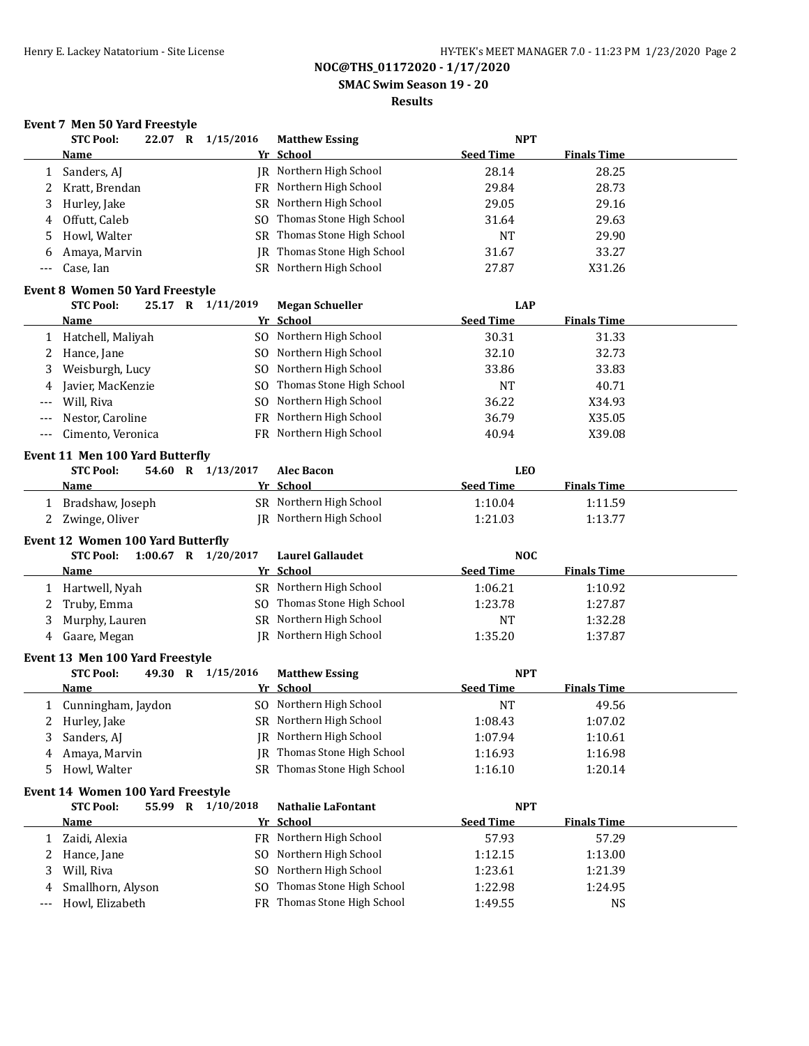**NOC@THS_01172020 - 1/17/2020**

**SMAC Swim Season 19 - 20**

**Results**

### Event 7 Men 50 Yard Freestyle

**STC Pool:** 22.07 R 1/15/2016 **Matthew Essing** **NPT**

| | Name | Yr | School | Seed Time | Finals Time |
|---|---|---|---|---|---|
| 1 | Sanders, AJ | JR | Northern High School | 28.14 | 28.25 |
| 2 | Kratt, Brendan | FR | Northern High School | 29.84 | 28.73 |
| 3 | Hurley, Jake | SR | Northern High School | 29.05 | 29.16 |
| 4 | Offutt, Caleb | SO | Thomas Stone High School | 31.64 | 29.63 |
| 5 | Howl, Walter | SR | Thomas Stone High School | NT | 29.90 |
| 6 | Amaya, Marvin | JR | Thomas Stone High School | 31.67 | 33.27 |
| --- | Case, Ian | SR | Northern High School | 27.87 | X31.26 |

### Event 8 Women 50 Yard Freestyle

**STC Pool:** 25.17 R 1/11/2019 **Megan Schueller** **LAP**

| | Name | Yr | School | Seed Time | Finals Time |
|---|---|---|---|---|---|
| 1 | Hatchell, Maliyah | SO | Northern High School | 30.31 | 31.33 |
| 2 | Hance, Jane | SO | Northern High School | 32.10 | 32.73 |
| 3 | Weisburgh, Lucy | SO | Northern High School | 33.86 | 33.83 |
| 4 | Javier, MacKenzie | SO | Thomas Stone High School | NT | 40.71 |
| --- | Will, Riva | SO | Northern High School | 36.22 | X34.93 |
| --- | Nestor, Caroline | FR | Northern High School | 36.79 | X35.05 |
| --- | Cimento, Veronica | FR | Northern High School | 40.94 | X39.08 |

### Event 11 Men 100 Yard Butterfly

**STC Pool:** 54.60 R 1/13/2017 **Alec Bacon** **LEO**

| | Name | Yr | School | Seed Time | Finals Time |
|---|---|---|---|---|---|
| 1 | Bradshaw, Joseph | SR | Northern High School | 1:10.04 | 1:11.59 |
| 2 | Zwinge, Oliver | JR | Northern High School | 1:21.03 | 1:13.77 |

### Event 12 Women 100 Yard Butterfly

**STC Pool:** 1:00.67 R 1/20/2017 **Laurel Gallaudet** **NOC**

| | Name | Yr | School | Seed Time | Finals Time |
|---|---|---|---|---|---|
| 1 | Hartwell, Nyah | SR | Northern High School | 1:06.21 | 1:10.92 |
| 2 | Truby, Emma | SO | Thomas Stone High School | 1:23.78 | 1:27.87 |
| 3 | Murphy, Lauren | SR | Northern High School | NT | 1:32.28 |
| 4 | Gaare, Megan | JR | Northern High School | 1:35.20 | 1:37.87 |

### Event 13 Men 100 Yard Freestyle

**STC Pool:** 49.30 R 1/15/2016 **Matthew Essing** **NPT**

| | Name | Yr | School | Seed Time | Finals Time |
|---|---|---|---|---|---|
| 1 | Cunningham, Jaydon | SO | Northern High School | NT | 49.56 |
| 2 | Hurley, Jake | SR | Northern High School | 1:08.43 | 1:07.02 |
| 3 | Sanders, AJ | JR | Northern High School | 1:07.94 | 1:10.61 |
| 4 | Amaya, Marvin | JR | Thomas Stone High School | 1:16.93 | 1:16.98 |
| 5 | Howl, Walter | SR | Thomas Stone High School | 1:16.10 | 1:20.14 |

### Event 14 Women 100 Yard Freestyle

**STC Pool:** 55.99 R 1/10/2018 **Nathalie LaFontant** **NPT**

| | Name | Yr | School | Seed Time | Finals Time |
|---|---|---|---|---|---|
| 1 | Zaidi, Alexia | FR | Northern High School | 57.93 | 57.29 |
| 2 | Hance, Jane | SO | Northern High School | 1:12.15 | 1:13.00 |
| 3 | Will, Riva | SO | Northern High School | 1:23.61 | 1:21.39 |
| 4 | Smallhorn, Alyson | SO | Thomas Stone High School | 1:22.98 | 1:24.95 |
| --- | Howl, Elizabeth | FR | Thomas Stone High School | 1:49.55 | NS |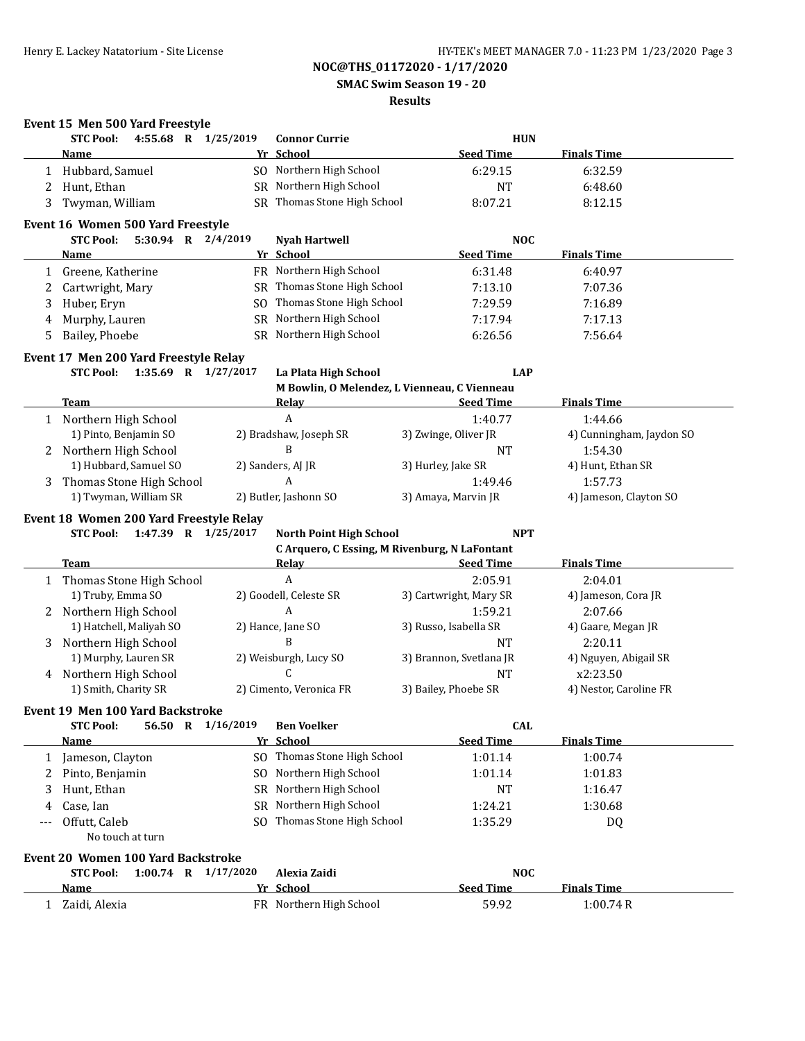NOC@THS_01172020 - 1/17/2020

SMAC Swim Season 19 - 20

Results

### Event 15 Men 500 Yard Freestyle

STC Pool: 4:55.68 R 1/25/2019 Connor Currie HUN

| | Name | Yr | School | Seed Time | Finals Time |
|---|---|---|---|---|---|
| 1 | Hubbard, Samuel | SO | Northern High School | 6:29.15 | 6:32.59 |
| 2 | Hunt, Ethan | SR | Northern High School | NT | 6:48.60 |
| 3 | Twyman, William | SR | Thomas Stone High School | 8:07.21 | 8:12.15 |

### Event 16 Women 500 Yard Freestyle

STC Pool: 5:30.94 R 2/4/2019 Nyah Hartwell NOC

| | Name | Yr | School | Seed Time | Finals Time |
|---|---|---|---|---|---|
| 1 | Greene, Katherine | FR | Northern High School | 6:31.48 | 6:40.97 |
| 2 | Cartwright, Mary | SR | Thomas Stone High School | 7:13.10 | 7:07.36 |
| 3 | Huber, Eryn | SO | Thomas Stone High School | 7:29.59 | 7:16.89 |
| 4 | Murphy, Lauren | SR | Northern High School | 7:17.94 | 7:17.13 |
| 5 | Bailey, Phoebe | SR | Northern High School | 6:26.56 | 7:56.64 |

### Event 17 Men 200 Yard Freestyle Relay

STC Pool: 1:35.69 R 1/27/2017 La Plata High School LAP
M Bowlin, O Melendez, L Vienneau, C Vienneau

| | Team | Relay | Seed Time | Finals Time |
|---|---|---|---|---|
| 1 | Northern High School | A | 1:40.77 | 1:44.66 |
| | 1) Pinto, Benjamin SO | 2) Bradshaw, Joseph SR | 3) Zwinge, Oliver JR | 4) Cunningham, Jaydon SO |
| 2 | Northern High School | B | NT | 1:54.30 |
| | 1) Hubbard, Samuel SO | 2) Sanders, AJ JR | 3) Hurley, Jake SR | 4) Hunt, Ethan SR |
| 3 | Thomas Stone High School | A | 1:49.46 | 1:57.73 |
| | 1) Twyman, William SR | 2) Butler, Jashonn SO | 3) Amaya, Marvin JR | 4) Jameson, Clayton SO |

### Event 18 Women 200 Yard Freestyle Relay

STC Pool: 1:47.39 R 1/25/2017 North Point High School NPT
C Arquero, C Essing, M Rivenburg, N LaFontant

| | Team | Relay | Seed Time | Finals Time |
|---|---|---|---|---|
| 1 | Thomas Stone High School | A | 2:05.91 | 2:04.01 |
| | 1) Truby, Emma SO | 2) Goodell, Celeste SR | 3) Cartwright, Mary SR | 4) Jameson, Cora JR |
| 2 | Northern High School | A | 1:59.21 | 2:07.66 |
| | 1) Hatchell, Maliyah SO | 2) Hance, Jane SO | 3) Russo, Isabella SR | 4) Gaare, Megan JR |
| 3 | Northern High School | B | NT | 2:20.11 |
| | 1) Murphy, Lauren SR | 2) Weisburgh, Lucy SO | 3) Brannon, Svetlana JR | 4) Nguyen, Abigail SR |
| 4 | Northern High School | C | NT | x2:23.50 |
| | 1) Smith, Charity SR | 2) Cimento, Veronica FR | 3) Bailey, Phoebe SR | 4) Nestor, Caroline FR |

### Event 19 Men 100 Yard Backstroke

STC Pool: 56.50 R 1/16/2019 Ben Voelker CAL

| | Name | Yr | School | Seed Time | Finals Time |
|---|---|---|---|---|---|
| 1 | Jameson, Clayton | SO | Thomas Stone High School | 1:01.14 | 1:00.74 |
| 2 | Pinto, Benjamin | SO | Northern High School | 1:01.14 | 1:01.83 |
| 3 | Hunt, Ethan | SR | Northern High School | NT | 1:16.47 |
| 4 | Case, Ian | SR | Northern High School | 1:24.21 | 1:30.68 |
| --- | Offutt, Caleb | SO | Thomas Stone High School | 1:35.29 | DQ |
| | No touch at turn | | | | |

### Event 20 Women 100 Yard Backstroke

STC Pool: 1:00.74 R 1/17/2020 Alexia Zaidi NOC

| | Name | Yr | School | Seed Time | Finals Time |
|---|---|---|---|---|---|
| 1 | Zaidi, Alexia | FR | Northern High School | 59.92 | 1:00.74 R |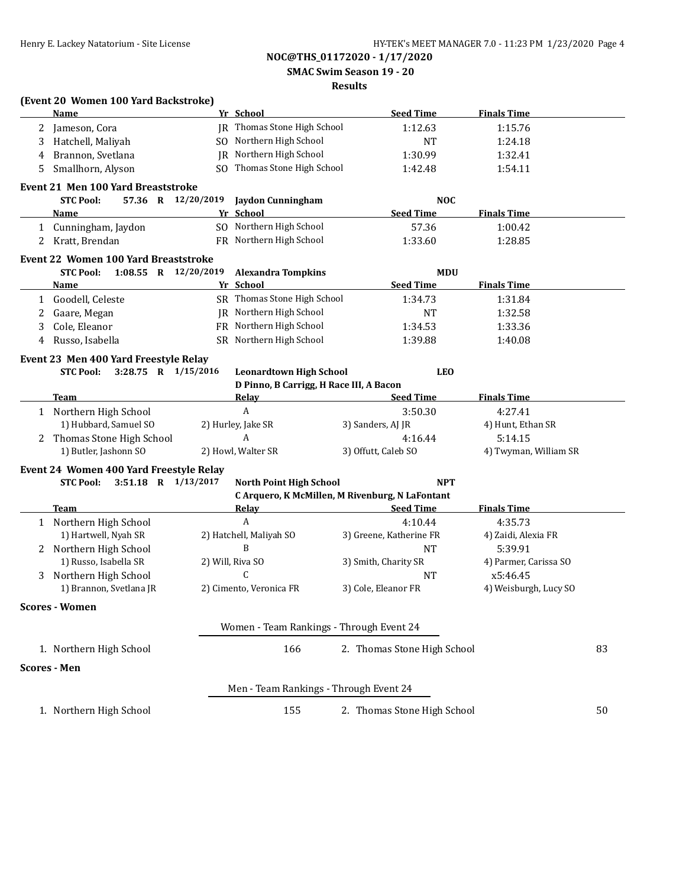NOC@THS_01172020 - 1/17/2020

SMAC Swim Season 19 - 20

Results

**(Event 20 Women 100 Yard Backstroke)**

| | Name | Yr | School | Seed Time | Finals Time |
|---|---|---|---|---|---|
| 2 | Jameson, Cora | JR | Thomas Stone High School | 1:12.63 | 1:15.76 |
| 3 | Hatchell, Maliyah | SO | Northern High School | NT | 1:24.18 |
| 4 | Brannon, Svetlana | JR | Northern High School | 1:30.99 | 1:32.41 |
| 5 | Smallhorn, Alyson | SO | Thomas Stone High School | 1:42.48 | 1:54.11 |

**Event 21 Men 100 Yard Breaststroke**

STC Pool: 57.36 R 12/20/2019 Jaydon Cunningham NOC

| | Name | Yr | School | Seed Time | Finals Time |
|---|---|---|---|---|---|
| 1 | Cunningham, Jaydon | SO | Northern High School | 57.36 | 1:00.42 |
| 2 | Kratt, Brendan | FR | Northern High School | 1:33.60 | 1:28.85 |

**Event 22 Women 100 Yard Breaststroke**

STC Pool: 1:08.55 R 12/20/2019 Alexandra Tompkins MDU

| | Name | Yr | School | Seed Time | Finals Time |
|---|---|---|---|---|---|
| 1 | Goodell, Celeste | SR | Thomas Stone High School | 1:34.73 | 1:31.84 |
| 2 | Gaare, Megan | JR | Northern High School | NT | 1:32.58 |
| 3 | Cole, Eleanor | FR | Northern High School | 1:34.53 | 1:33.36 |
| 4 | Russo, Isabella | SR | Northern High School | 1:39.88 | 1:40.08 |

**Event 23 Men 400 Yard Freestyle Relay**

STC Pool: 3:28.75 R 1/15/2016 Leonardtown High School LEO

D Pinno, B Carrigg, H Race III, A Bacon

| | Team | Relay | Seed Time | Finals Time |
|---|---|---|---|---|
| 1 | Northern High School | A | 3:50.30 | 4:27.41 |
| | 1) Hubbard, Samuel SO | 2) Hurley, Jake SR | 3) Sanders, AJ JR | 4) Hunt, Ethan SR |
| 2 | Thomas Stone High School | A | 4:16.44 | 5:14.15 |
| | 1) Butler, Jashonn SO | 2) Howl, Walter SR | 3) Offutt, Caleb SO | 4) Twyman, William SR |

**Event 24 Women 400 Yard Freestyle Relay**

STC Pool: 3:51.18 R 1/13/2017 North Point High School NPT

C Arquero, K McMillen, M Rivenburg, N LaFontant

| | Team | Relay | Seed Time | Finals Time |
|---|---|---|---|---|
| 1 | Northern High School | A | 4:10.44 | 4:35.73 |
| | 1) Hartwell, Nyah SR | 2) Hatchell, Maliyah SO | 3) Greene, Katherine FR | 4) Zaidi, Alexia FR |
| 2 | Northern High School | B | NT | 5:39.91 |
| | 1) Russo, Isabella SR | 2) Will, Riva SO | 3) Smith, Charity SR | 4) Parmer, Carissa SO |
| 3 | Northern High School | C | NT | x5:46.45 |
| | 1) Brannon, Svetlana JR | 2) Cimento, Veronica FR | 3) Cole, Eleanor FR | 4) Weisburgh, Lucy SO |

**Scores - Women**

Women - Team Rankings - Through Event 24

| | | | |
|---|---|---|---|
| 1. Northern High School | 166 | 2. Thomas Stone High School | 83 |

**Scores - Men**

Men - Team Rankings - Through Event 24

| | | | |
|---|---|---|---|
| 1. Northern High School | 155 | 2. Thomas Stone High School | 50 |